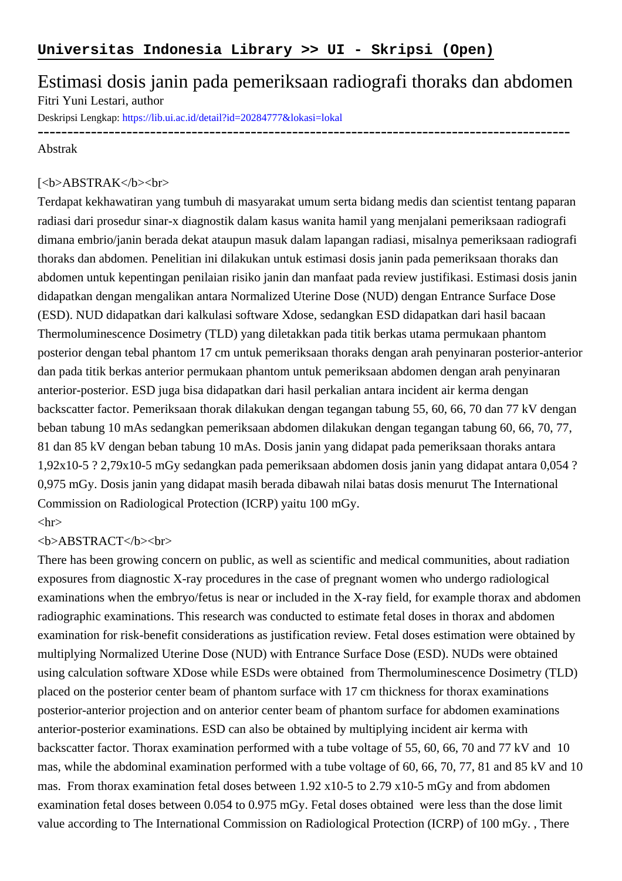# Universitas Indonesia Library >> UI - Skripsi (Open)

## Estimasi dosis janin pada pemeriksaan radiografi thoraks dan abdomen

Fitri Yuni Lestari, author

Deskripsi Lengkap: https://lib.ui.ac.id/detail?id=20284777&lokasi=lokal

------------------------------------------------------------------------------------------

Abstrak

[<b>ABSTRAK</b><br>

Terdapat kekhawatiran yang tumbuh di masyarakat umum serta bidang medis dan scientist tentang paparan radiasi dari prosedur sinar-x diagnostik dalam kasus wanita hamil yang menjalani pemeriksaan radiografi dimana embrio/janin berada dekat ataupun masuk dalam lapangan radiasi, misalnya pemeriksaan radiografi thoraks dan abdomen. Penelitian ini dilakukan untuk estimasi dosis janin pada pemeriksaan thoraks dan abdomen untuk kepentingan penilaian risiko janin dan manfaat pada review justifikasi. Estimasi dosis janin didapatkan dengan mengalikan antara Normalized Uterine Dose (NUD) dengan Entrance Surface Dose (ESD). NUD didapatkan dari kalkulasi software Xdose, sedangkan ESD didapatkan dari hasil bacaan Thermoluminescence Dosimetry (TLD) yang diletakkan pada titik berkas utama permukaan phantom posterior dengan tebal phantom 17 cm untuk pemeriksaan thoraks dengan arah penyinaran posterior-anterior dan pada titik berkas anterior permukaan phantom untuk pemeriksaan abdomen dengan arah penyinaran anterior-posterior. ESD juga bisa didapatkan dari hasil perkalian antara incident air kerma dengan backscatter factor. Pemeriksaan thorak dilakukan dengan tegangan tabung 55, 60, 66, 70 dan 77 kV dengan beban tabung 10 mAs sedangkan pemeriksaan abdomen dilakukan dengan tegangan tabung 60, 66, 70, 77, 81 dan 85 kV dengan beban tabung 10 mAs. Dosis janin yang didapat pada pemeriksaan thoraks antara 1,92x10-5 ? 2,79x10-5 mGy sedangkan pada pemeriksaan abdomen dosis janin yang didapat antara 0,054 ? 0,975 mGy. Dosis janin yang didapat masih berada dibawah nilai batas dosis menurut The International Commission on Radiological Protection (ICRP) yaitu 100 mGy.

<hr>

<b>ABSTRACT</b><br>

There has been growing concern on public, as well as scientific and medical communities, about radiation exposures from diagnostic X-ray procedures in the case of pregnant women who undergo radiological examinations when the embryo/fetus is near or included in the X-ray field, for example thorax and abdomen radiographic examinations. This research was conducted to estimate fetal doses in thorax and abdomen examination for risk-benefit considerations as justification review. Fetal doses estimation were obtained by multiplying Normalized Uterine Dose (NUD) with Entrance Surface Dose (ESD). NUDs were obtained using calculation software XDose while ESDs were obtained from Thermoluminescence Dosimetry (TLD) placed on the posterior center beam of phantom surface with 17 cm thickness for thorax examinations posterior-anterior projection and on anterior center beam of phantom surface for abdomen examinations anterior-posterior examinations. ESD can also be obtained by multiplying incident air kerma with backscatter factor. Thorax examination performed with a tube voltage of 55, 60, 66, 70 and 77 kV and 10 mas, while the abdominal examination performed with a tube voltage of 60, 66, 70, 77, 81 and 85 kV and 10 mas. From thorax examination fetal doses between 1.92 x10-5 to 2.79 x10-5 mGy and from abdomen examination fetal doses between 0.054 to 0.975 mGy. Fetal doses obtained were less than the dose limit value according to The International Commission on Radiological Protection (ICRP) of 100 mGy. , There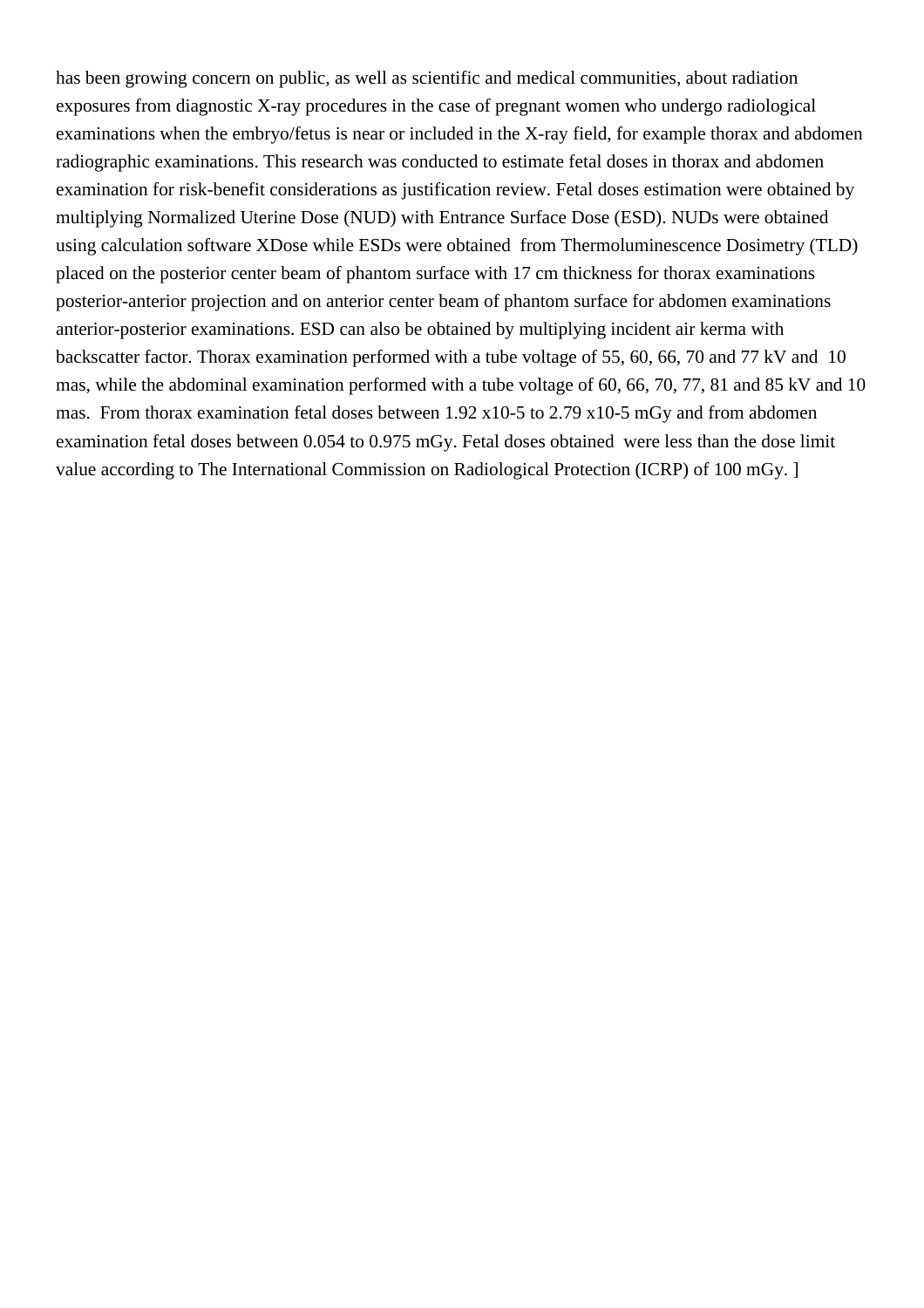has been growing concern on public, as well as scientific and medical communities, about radiation exposures from diagnostic X-ray procedures in the case of pregnant women who undergo radiological examinations when the embryo/fetus is near or included in the X-ray field, for example thorax and abdomen radiographic examinations. This research was conducted to estimate fetal doses in thorax and abdomen examination for risk-benefit considerations as justification review. Fetal doses estimation were obtained by multiplying Normalized Uterine Dose (NUD) with Entrance Surface Dose (ESD). NUDs were obtained using calculation software XDose while ESDs were obtained from Thermoluminescence Dosimetry (TLD) placed on the posterior center beam of phantom surface with 17 cm thickness for thorax examinations posterior-anterior projection and on anterior center beam of phantom surface for abdomen examinations anterior-posterior examinations. ESD can also be obtained by multiplying incident air kerma with backscatter factor. Thorax examination performed with a tube voltage of 55, 60, 66, 70 and 77 kV and 10 mas, while the abdominal examination performed with a tube voltage of 60, 66, 70, 77, 81 and 85 kV and 10 mas. From thorax examination fetal doses between 1.92 x10-5 to 2.79 x10-5 mGy and from abdomen examination fetal doses between 0.054 to 0.975 mGy. Fetal doses obtained were less than the dose limit value according to The International Commission on Radiological Protection (ICRP) of 100 mGy. ]